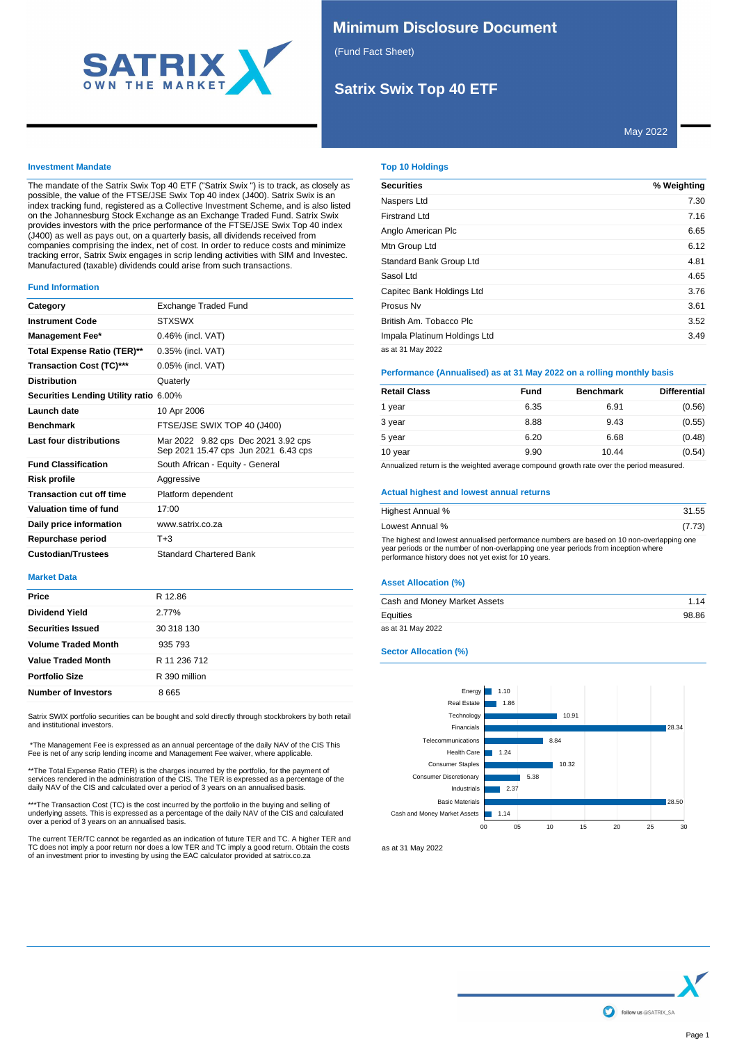# Minimum Disclosure Document

(Fund Fact Sheet)

## Satrix Swix Top 40 ETF

May 2022

### Investment Mandate

The mandate of the Satrix Swix Top 40 ETF ("Satrix Swix ") is to track, as closely as possible, the value of the FTSE/JSE Swix Top 40 index (J400). Satrix Swix is an index tracking fund, registered as a Collective Investment Scheme, and is also listed on the Johannesburg Stock Exchange as an Exchange Traded Fund. Satrix Swix provides investors with the price performance of the FTSE/JSE Swix Top 40 index (J400) as well as pays out, on a quarterly basis, all dividends received from companies comprising the index, net of cost. In order to reduce costs and minimize tracking error, Satrix Swix engages in scrip lending activities with SIM and Investec. Manufactured (taxable) dividends could arise from such transactions.

### Fund Information

| | |
|---|---|
| **Category** | Exchange Traded Fund |
| **Instrument Code** | STXSWX |
| **Management Fee*** | 0.46% (incl. VAT) |
| **Total Expense Ratio (TER)**** | 0.35% (incl. VAT) |
| **Transaction Cost (TC)***** | 0.05% (incl. VAT) |
| **Distribution** | Quaterly |
| **Securities Lending Utility ratio** | 6.00% |
| **Launch date** | 10 Apr 2006 |
| **Benchmark** | FTSE/JSE SWIX TOP 40 (J400) |
| **Last four distributions** | Mar 2022 9.82 cps Dec 2021 3.92 cps Sep 2021 15.47 cps Jun 2021 6.43 cps |
| **Fund Classification** | South African - Equity - General |
| **Risk profile** | Aggressive |
| **Transaction cut off time** | Platform dependent |
| **Valuation time of fund** | 17:00 |
| **Daily price information** | www.satrix.co.za |
| **Repurchase period** | T+3 |
| **Custodian/Trustees** | Standard Chartered Bank |

### Market Data

| | |
|---|---|
| **Price** | R 12.86 |
| **Dividend Yield** | 2.77% |
| **Securities Issued** | 30 318 130 |
| **Volume Traded Month** | 935 793 |
| **Value Traded Month** | R 11 236 712 |
| **Portfolio Size** | R 390 million |
| **Number of Investors** | 8 665 |

Satrix SWIX portfolio securities can be bought and sold directly through stockbrokers by both retail and institutional investors.

*The Management Fee is expressed as an annual percentage of the daily NAV of the CIS This Fee is net of any scrip lending income and Management Fee waiver, where applicable.

**The Total Expense Ratio (TER) is the charges incurred by the portfolio, for the payment of services rendered in the administration of the CIS. The TER is expressed as a percentage of the daily NAV of the CIS and calculated over a period of 3 years on an annualised basis.

***The Transaction Cost (TC) is the cost incurred by the portfolio in the buying and selling of underlying assets. This is expressed as a percentage of the daily NAV of the CIS and calculated over a period of 3 years on an annualised basis.

The current TER/TC cannot be regarded as an indication of future TER and TC. A higher TER and TC does not imply a poor return nor does a low TER and TC imply a good return. Obtain the costs of an investment prior to investing by using the EAC calculator provided at satrix.co.za

### Top 10 Holdings

| Securities | % Weighting |
|---|---|
| Naspers Ltd | 7.30 |
| Firstrand Ltd | 7.16 |
| Anglo American Plc | 6.65 |
| Mtn Group Ltd | 6.12 |
| Standard Bank Group Ltd | 4.81 |
| Sasol Ltd | 4.65 |
| Capitec Bank Holdings Ltd | 3.76 |
| Prosus Nv | 3.61 |
| British Am. Tobacco Plc | 3.52 |
| Impala Platinum Holdings Ltd | 3.49 |

as at 31 May 2022

### Performance (Annualised) as at 31 May 2022 on a rolling monthly basis

| Retail Class | Fund | Benchmark | Differential |
|---|---|---|---|
| 1 year | 6.35 | 6.91 | (0.56) |
| 3 year | 8.88 | 9.43 | (0.55) |
| 5 year | 6.20 | 6.68 | (0.48) |
| 10 year | 9.90 | 10.44 | (0.54) |

Annualized return is the weighted average compound growth rate over the period measured.

### Actual highest and lowest annual returns

| | |
|---|---|
| Highest Annual % | 31.55 |
| Lowest Annual % | (7.73) |

The highest and lowest annualised performance numbers are based on 10 non-overlapping one year periods or the number of non-overlapping one year periods from inception where performance history does not yet exist for 10 years.

### Asset Allocation (%)

| | |
|---|---|
| Cash and Money Market Assets | 1.14 |
| Equities | 98.86 |

as at 31 May 2022

### Sector Allocation (%)

| Sector | % |
|---|---|
| Energy | 1.10 |
| Real Estate | 1.86 |
| Technology | 10.91 |
| Financials | 28.34 |
| Telecommunications | 8.84 |
| Health Care | 1.24 |
| Consumer Staples | 10.32 |
| Consumer Discretionary | 5.38 |
| Industrials | 2.37 |
| Basic Materials | 28.50 |
| Cash and Money Market Assets | 1.14 |

as at 31 May 2022

follow us @SATRIX_SA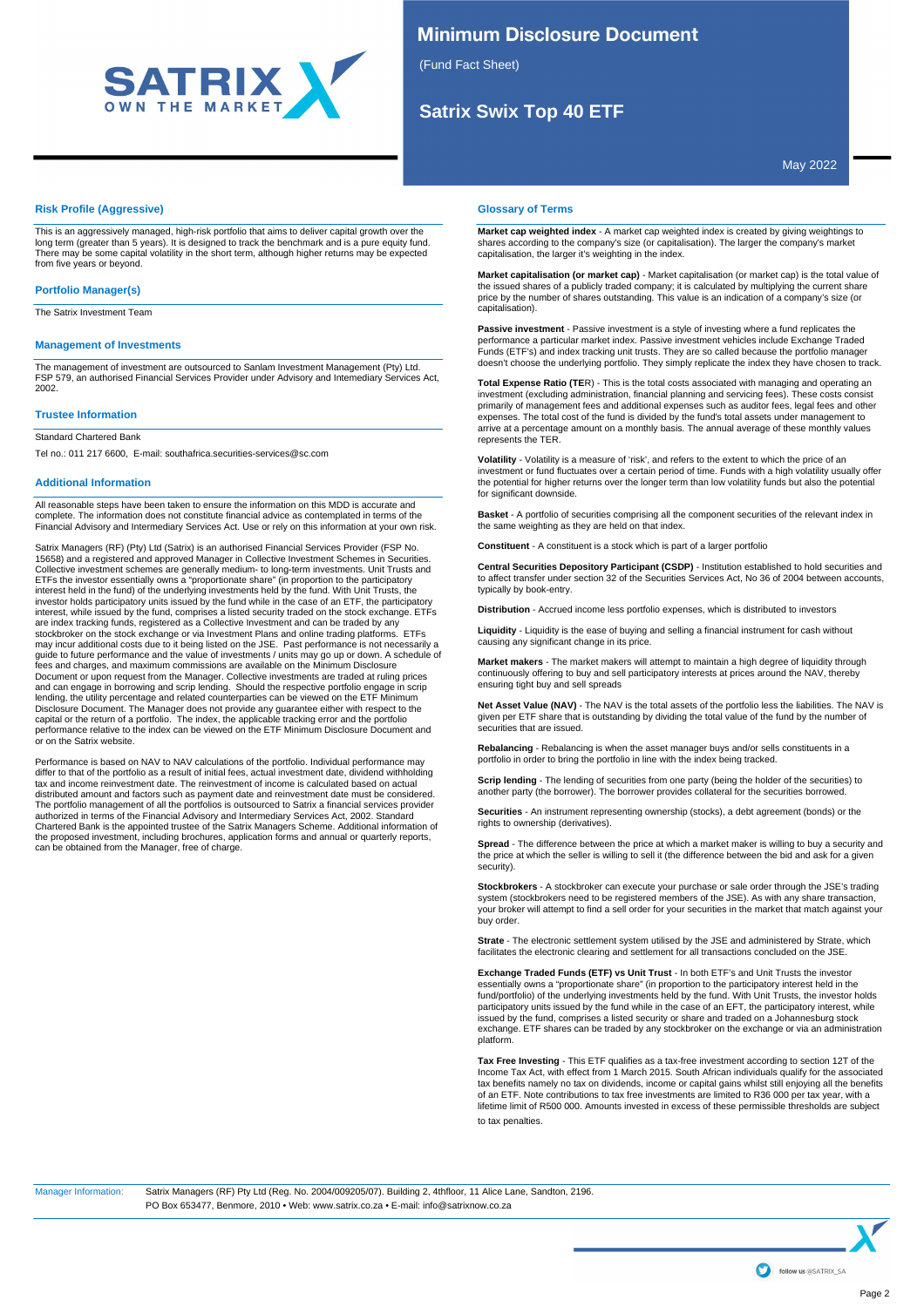# Minimum Disclosure Document

(Fund Fact Sheet)

## Satrix Swix Top 40 ETF

May 2022

### Risk Profile (Aggressive)

This is an aggressively managed, high-risk portfolio that aims to deliver capital growth over the long term (greater than 5 years). It is designed to track the benchmark and is a pure equity fund. There may be some capital volatility in the short term, although higher returns may be expected from five years or beyond.

### Portfolio Manager(s)

The Satrix Investment Team

### Management of Investments

The management of investment are outsourced to Sanlam Investment Management (Pty) Ltd. FSP 579, an authorised Financial Services Provider under Advisory and Intemediary Services Act, 2002.

### Trustee Information

Standard Chartered Bank

Tel no.: 011 217 6600, E-mail: southafrica.securities-services@sc.com

### Additional Information

All reasonable steps have been taken to ensure the information on this MDD is accurate and complete. The information does not constitute financial advice as contemplated in terms of the Financial Advisory and Intermediary Services Act. Use or rely on this information at your own risk.

Satrix Managers (RF) (Pty) Ltd (Satrix) is an authorised Financial Services Provider (FSP No. 15658) and a registered and approved Manager in Collective Investment Schemes in Securities. Collective investment schemes are generally medium- to long-term investments. Unit Trusts and ETFs the investor essentially owns a "proportionate share" (in proportion to the participatory interest held in the fund) of the underlying investments held by the fund. With Unit Trusts, the investor holds participatory units issued by the fund while in the case of an ETF, the participatory interest, while issued by the fund, comprises a listed security traded on the stock exchange. ETFs are index tracking funds, registered as a Collective Investment and can be traded by any stockbroker on the stock exchange or via Investment Plans and online trading platforms. ETFs may incur additional costs due to it being listed on the JSE. Past performance is not necessarily a guide to future performance and the value of investments / units may go up or down. A schedule of fees and charges, and maximum commissions are available on the Minimum Disclosure Document or upon request from the Manager. Collective investments are traded at ruling prices and can engage in borrowing and scrip lending. Should the respective portfolio engage in scrip lending, the utility percentage and related counterparties can be viewed on the ETF Minimum Disclosure Document. The Manager does not provide any guarantee either with respect to the capital or the return of a portfolio. The index, the applicable tracking error and the portfolio performance relative to the index can be viewed on the ETF Minimum Disclosure Document and or on the Satrix website.

Performance is based on NAV to NAV calculations of the portfolio. Individual performance may differ to that of the portfolio as a result of initial fees, actual investment date, dividend withholding tax and income reinvestment date. The reinvestment of income is calculated based on actual distributed amount and factors such as payment date and reinvestment date must be considered. The portfolio management of all the portfolios is outsourced to Satrix a financial services provider authorized in terms of the Financial Advisory and Intermediary Services Act, 2002. Standard Chartered Bank is the appointed trustee of the Satrix Managers Scheme. Additional information of the proposed investment, including brochures, application forms and annual or quarterly reports, can be obtained from the Manager, free of charge.

### Glossary of Terms

**Market cap weighted index** - A market cap weighted index is created by giving weightings to shares according to the company's size (or capitalisation). The larger the company's market capitalisation, the larger it's weighting in the index.

**Market capitalisation (or market cap)** - Market capitalisation (or market cap) is the total value of the issued shares of a publicly traded company; it is calculated by multiplying the current share price by the number of shares outstanding. This value is an indication of a company's size (or capitalisation).

**Passive investment** - Passive investment is a style of investing where a fund replicates the performance a particular market index. Passive investment vehicles include Exchange Traded Funds (ETF's) and index tracking unit trusts. They are so called because the portfolio manager doesn't choose the underlying portfolio. They simply replicate the index they have chosen to track.

**Total Expense Ratio (TER)** - This is the total costs associated with managing and operating an investment (excluding administration, financial planning and servicing fees). These costs consist primarily of management fees and additional expenses such as auditor fees, legal fees and other expenses. The total cost of the fund is divided by the fund's total assets under management to arrive at a percentage amount on a monthly basis. The annual average of these monthly values represents the TER.

**Volatility** - Volatility is a measure of 'risk', and refers to the extent to which the price of an investment or fund fluctuates over a certain period of time. Funds with a high volatility usually offer the potential for higher returns over the longer term than low volatility funds but also the potential for significant downside.

**Basket** - A portfolio of securities comprising all the component securities of the relevant index in the same weighting as they are held on that index.

**Constituent** - A constituent is a stock which is part of a larger portfolio

**Central Securities Depository Participant (CSDP)** - Institution established to hold securities and to affect transfer under section 32 of the Securities Services Act, No 36 of 2004 between accounts, typically by book-entry.

**Distribution** - Accrued income less portfolio expenses, which is distributed to investors

**Liquidity** - Liquidity is the ease of buying and selling a financial instrument for cash without causing any significant change in its price.

**Market makers** - The market makers will attempt to maintain a high degree of liquidity through continuously offering to buy and sell participatory interests at prices around the NAV, thereby ensuring tight buy and sell spreads

**Net Asset Value (NAV)** - The NAV is the total assets of the portfolio less the liabilities. The NAV is given per ETF share that is outstanding by dividing the total value of the fund by the number of securities that are issued.

**Rebalancing** - Rebalancing is when the asset manager buys and/or sells constituents in a portfolio in order to bring the portfolio in line with the index being tracked.

**Scrip lending** - The lending of securities from one party (being the holder of the securities) to another party (the borrower). The borrower provides collateral for the securities borrowed.

**Securities** - An instrument representing ownership (stocks), a debt agreement (bonds) or the rights to ownership (derivatives).

**Spread** - The difference between the price at which a market maker is willing to buy a security and the price at which the seller is willing to sell it (the difference between the bid and ask for a given security).

**Stockbrokers** - A stockbroker can execute your purchase or sale order through the JSE's trading system (stockbrokers need to be registered members of the JSE). As with any share transaction, your broker will attempt to find a sell order for your securities in the market that match against your buy order.

**Strate** - The electronic settlement system utilised by the JSE and administered by Strate, which facilitates the electronic clearing and settlement for all transactions concluded on the JSE.

**Exchange Traded Funds (ETF) vs Unit Trust** - In both ETF's and Unit Trusts the investor essentially owns a "proportionate share" (in proportion to the participatory interest held in the fund/portfolio) of the underlying investments held by the fund. With Unit Trusts, the investor holds participatory units issued by the fund while in the case of an EFT, the participatory interest, while issued by the fund, comprises a listed security or share and traded on a Johannesburg stock exchange. ETF shares can be traded by any stockbroker on the exchange or via an administration platform.

**Tax Free Investing** - This ETF qualifies as a tax-free investment according to section 12T of the Income Tax Act, with effect from 1 March 2015. South African individuals qualify for the associated tax benefits namely no tax on dividends, income or capital gains whilst still enjoying all the benefits of an ETF. Note contributions to tax free investments are limited to R36 000 per tax year, with a lifetime limit of R500 000. Amounts invested in excess of these permissible thresholds are subject to tax penalties.

Manager Information: Satrix Managers (RF) Pty Ltd (Reg. No. 2004/009205/07). Building 2, 4thfloor, 11 Alice Lane, Sandton, 2196.
PO Box 653477, Benmore, 2010 • Web: www.satrix.co.za • E-mail: info@satrixnow.co.za

follow us @SATRIX_SA